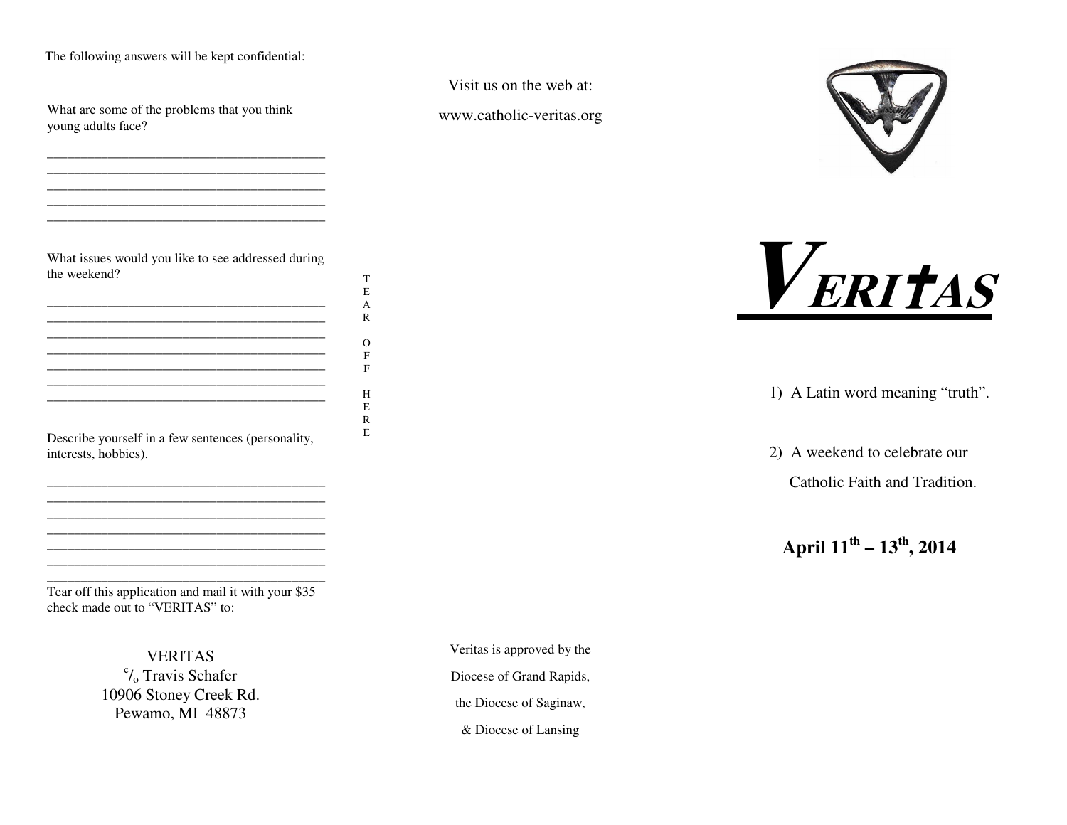The following answers will be kept confidential:

What are some of the problems that you think young adults face?

_________________________________________
_________________________________________
_________________________________________
_________________________________________
_________________________________________

What issues would you like to see addressed during the weekend?

_________________________________________
_________________________________________
_________________________________________
_________________________________________
_________________________________________
_________________________________________
_________________________________________

Describe yourself in a few sentences (personality, interests, hobbies).

_________________________________________
_________________________________________
_________________________________________
_________________________________________
_________________________________________
_________________________________________
_________________________________________

Tear off this application and mail it with your $35 check made out to "VERITAS" to:

VERITAS
c/o Travis Schafer
10906 Stoney Creek Rd.
Pewamo, MI 48873

TEAR OFF HERE

Visit us on the web at:

www.catholic-veritas.org

Veritas is approved by the Diocese of Grand Rapids, the Diocese of Saginaw, & Diocese of Lansing

# *VERITAS*

1) A Latin word meaning "truth".

2) A weekend to celebrate our Catholic Faith and Tradition.

**April 11th – 13th, 2014**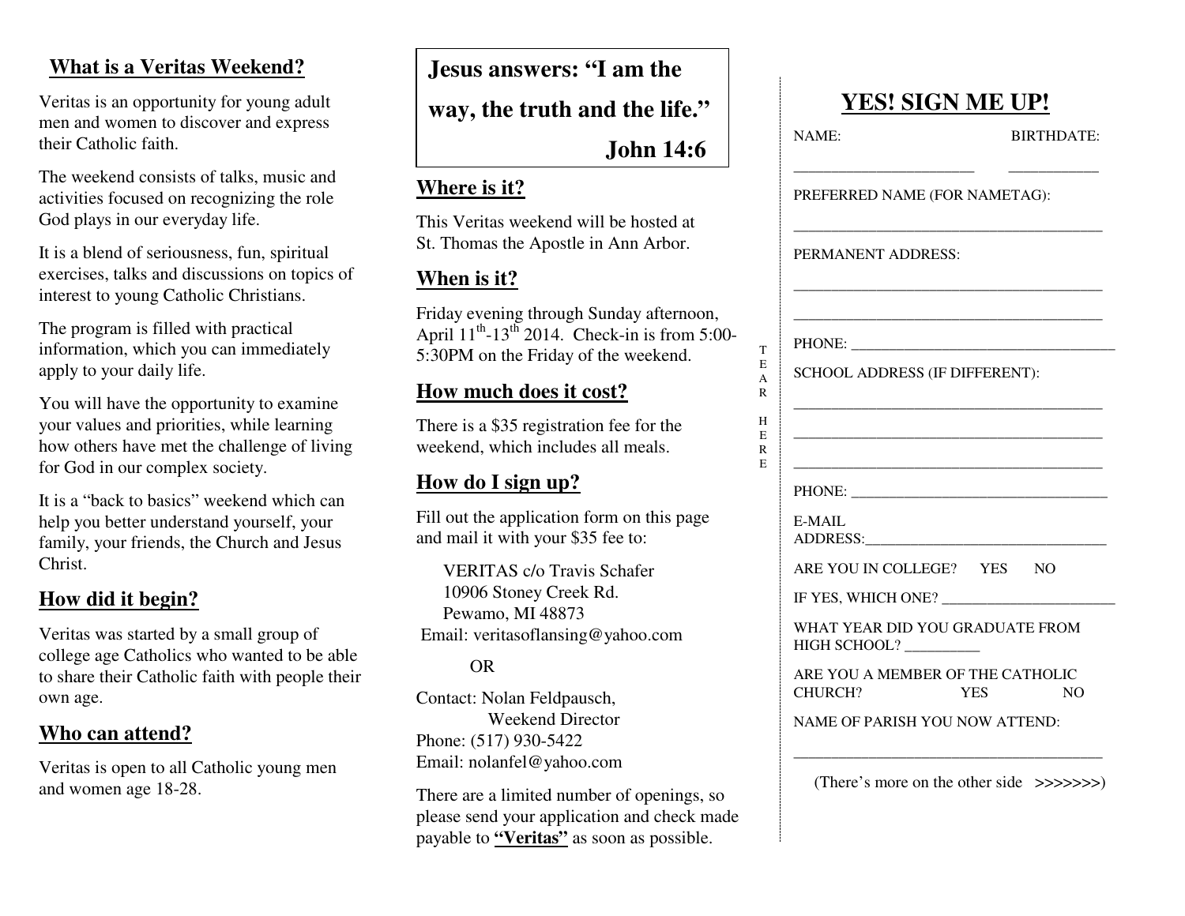## What is a Veritas Weekend?

Veritas is an opportunity for young adult men and women to discover and express their Catholic faith.

The weekend consists of talks, music and activities focused on recognizing the role God plays in our everyday life.

It is a blend of seriousness, fun, spiritual exercises, talks and discussions on topics of interest to young Catholic Christians.

The program is filled with practical information, which you can immediately apply to your daily life.

You will have the opportunity to examine your values and priorities, while learning how others have met the challenge of living for God in our complex society.

It is a "back to basics" weekend which can help you better understand yourself, your family, your friends, the Church and Jesus Christ.

## How did it begin?

Veritas was started by a small group of college age Catholics who wanted to be able to share their Catholic faith with people their own age.

## Who can attend?

Veritas is open to all Catholic young men and women age 18-28.

**Jesus answers: "I am the way, the truth and the life."**

**John 14:6**

## Where is it?

This Veritas weekend will be hosted at St. Thomas the Apostle in Ann Arbor.

## When is it?

Friday evening through Sunday afternoon, April 11th-13th 2014. Check-in is from 5:00-5:30PM on the Friday of the weekend.

## How much does it cost?

There is a $35 registration fee for the weekend, which includes all meals.

## How do I sign up?

Fill out the application form on this page and mail it with your $35 fee to:

VERITAS c/o Travis Schafer
10906 Stoney Creek Rd.
Pewamo, MI 48873
Email: veritasoflansing@yahoo.com

OR

Contact: Nolan Feldpausch,
Weekend Director
Phone: (517) 930-5422
Email: nolanfel@yahoo.com

There are a limited number of openings, so please send your application and check made payable to **"Veritas"** as soon as possible.

TEAR HERE

## YES! SIGN ME UP!

NAME: _______________________ BIRTHDATE: ___________

PREFERRED NAME (FOR NAMETAG): _________________________________________

PERMANENT ADDRESS: _________________________________________

_________________________________________

PHONE: ___________________________________

SCHOOL ADDRESS (IF DIFFERENT): _________________________________________

_________________________________________

_________________________________________

PHONE: ___________________________________

E-MAIL ADDRESS: _________________________________

ARE YOU IN COLLEGE? YES NO

IF YES, WHICH ONE? _______________________

WHAT YEAR DID YOU GRADUATE FROM HIGH SCHOOL? __________

ARE YOU A MEMBER OF THE CATHOLIC CHURCH? YES NO

NAME OF PARISH YOU NOW ATTEND: _________________________________________

(There's more on the other side >>>>>>>)